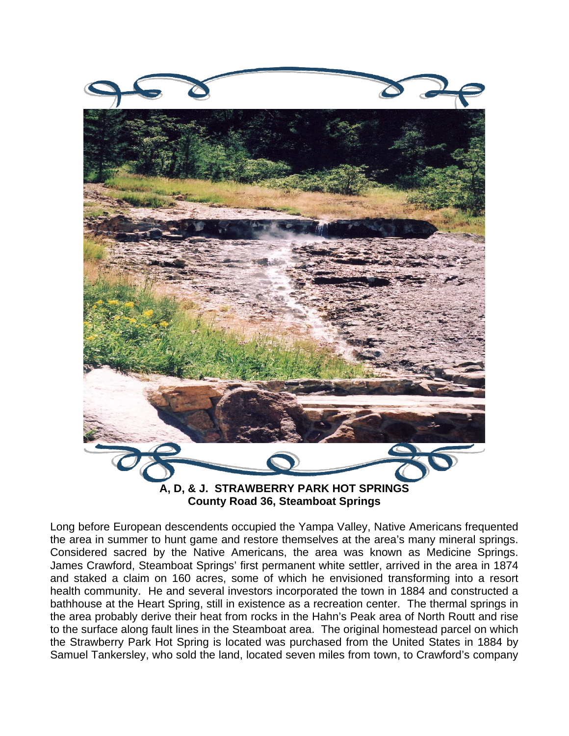**A, D, & J. STRAWBERRY PARK HOT SPRINGS**
**County Road 36, Steamboat Springs**

Long before European descendents occupied the Yampa Valley, Native Americans frequented the area in summer to hunt game and restore themselves at the area's many mineral springs. Considered sacred by the Native Americans, the area was known as Medicine Springs. James Crawford, Steamboat Springs' first permanent white settler, arrived in the area in 1874 and staked a claim on 160 acres, some of which he envisioned transforming into a resort health community. He and several investors incorporated the town in 1884 and constructed a bathhouse at the Heart Spring, still in existence as a recreation center. The thermal springs in the area probably derive their heat from rocks in the Hahn's Peak area of North Routt and rise to the surface along fault lines in the Steamboat area. The original homestead parcel on which the Strawberry Park Hot Spring is located was purchased from the United States in 1884 by Samuel Tankersley, who sold the land, located seven miles from town, to Crawford's company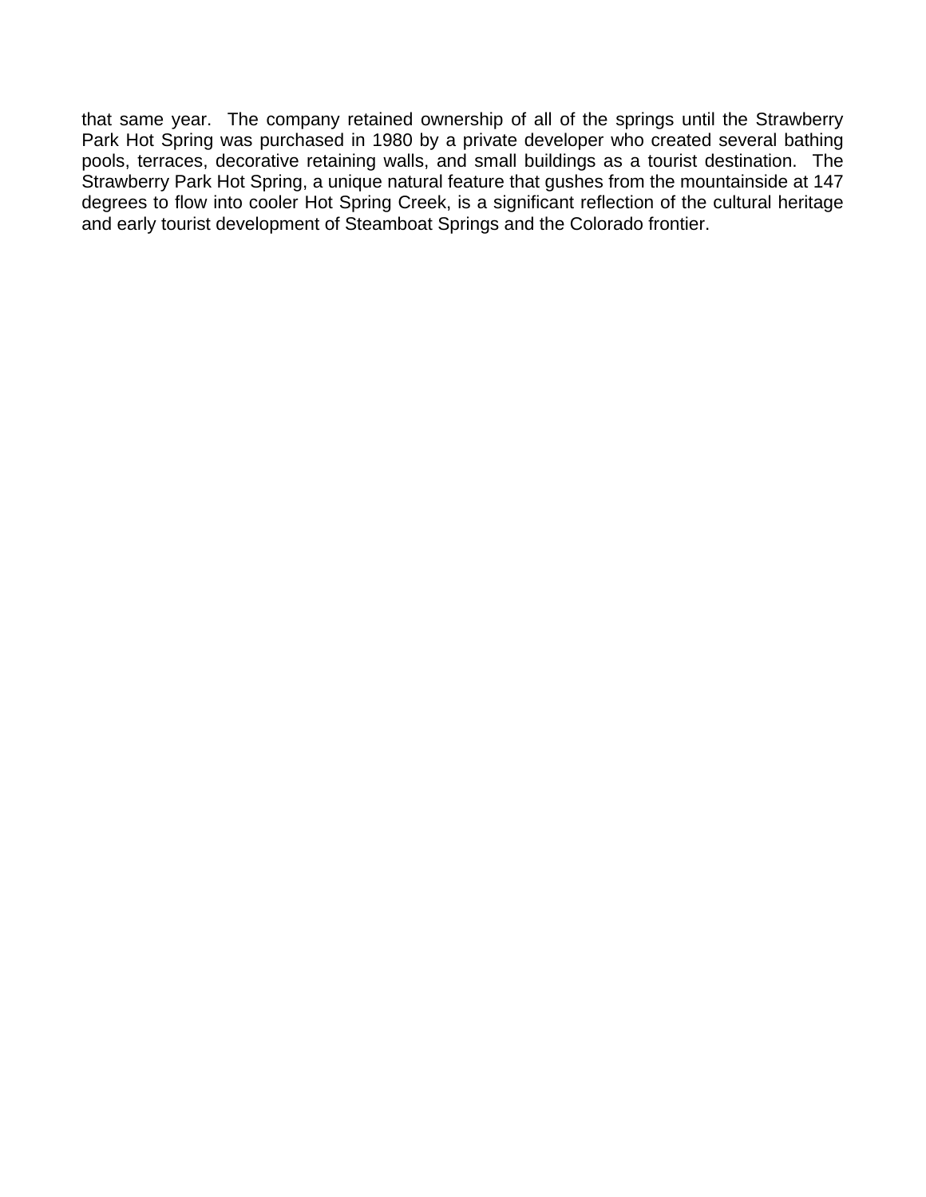that same year. The company retained ownership of all of the springs until the Strawberry Park Hot Spring was purchased in 1980 by a private developer who created several bathing pools, terraces, decorative retaining walls, and small buildings as a tourist destination. The Strawberry Park Hot Spring, a unique natural feature that gushes from the mountainside at 147 degrees to flow into cooler Hot Spring Creek, is a significant reflection of the cultural heritage and early tourist development of Steamboat Springs and the Colorado frontier.